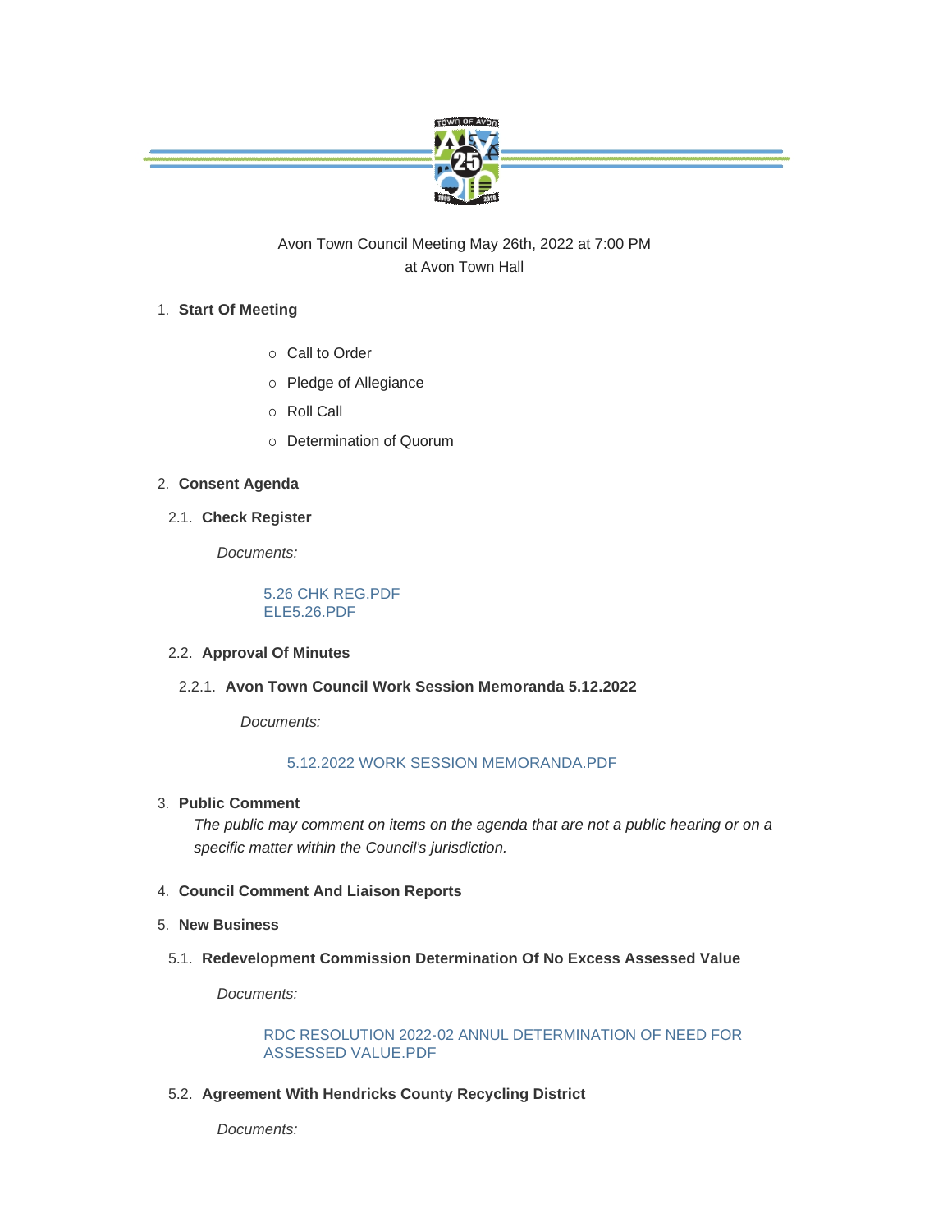Avon Town Council Meeting May 26th, 2022 at 7:00 PM
at Avon Town Hall

1. **Start Of Meeting**
   - Call to Order
   - Pledge of Allegiance
   - Roll Call
   - Determination of Quorum

2. **Consent Agenda**

2.1. **Check Register**

*Documents:*

5.26 CHK REG.PDF
ELE5.26.PDF

2.2. **Approval Of Minutes**

2.2.1. **Avon Town Council Work Session Memoranda 5.12.2022**

*Documents:*

5.12.2022 WORK SESSION MEMORANDA.PDF

3. **Public Comment**

   *The public may comment on items on the agenda that are not a public hearing or on a specific matter within the Council's jurisdiction.*

4. **Council Comment And Liaison Reports**

5. **New Business**

5.1. **Redevelopment Commission Determination Of No Excess Assessed Value**

*Documents:*

RDC RESOLUTION 2022-02 ANNUL DETERMINATION OF NEED FOR ASSESSED VALUE.PDF

5.2. **Agreement With Hendricks County Recycling District**

*Documents:*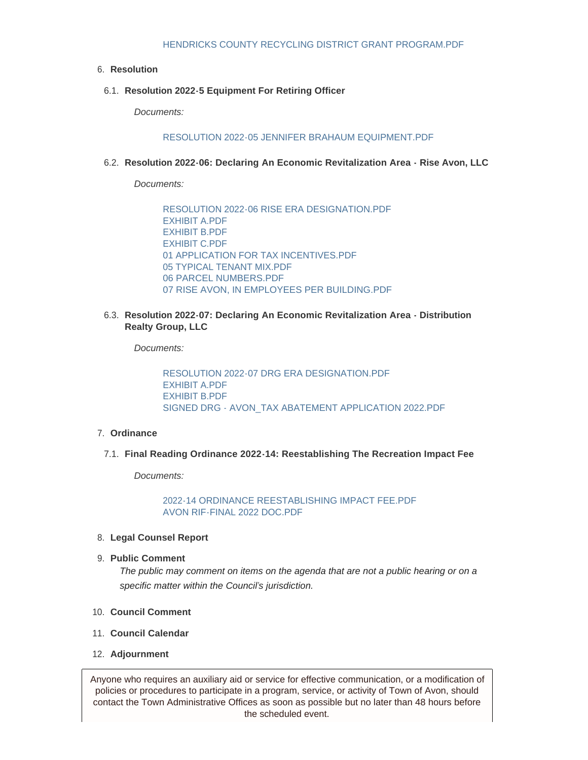HENDRICKS COUNTY RECYCLING DISTRICT GRANT PROGRAM.PDF

6. **Resolution**

6.1. **Resolution 2022-5 Equipment For Retiring Officer**

*Documents:*

RESOLUTION 2022-05 JENNIFER BRAHAUM EQUIPMENT.PDF

6.2. **Resolution 2022-06: Declaring An Economic Revitalization Area - Rise Avon, LLC**

*Documents:*

RESOLUTION 2022-06 RISE ERA DESIGNATION.PDF
EXHIBIT A.PDF
EXHIBIT B.PDF
EXHIBIT C.PDF
01 APPLICATION FOR TAX INCENTIVES.PDF
05 TYPICAL TENANT MIX.PDF
06 PARCEL NUMBERS.PDF
07 RISE AVON, IN EMPLOYEES PER BUILDING.PDF

6.3. **Resolution 2022-07: Declaring An Economic Revitalization Area - Distribution Realty Group, LLC**

*Documents:*

RESOLUTION 2022-07 DRG ERA DESIGNATION.PDF
EXHIBIT A.PDF
EXHIBIT B.PDF
SIGNED DRG - AVON_TAX ABATEMENT APPLICATION 2022.PDF

7. **Ordinance**

7.1. **Final Reading Ordinance 2022-14: Reestablishing The Recreation Impact Fee**

*Documents:*

2022-14 ORDINANCE REESTABLISHING IMPACT FEE.PDF
AVON RIF-FINAL 2022 DOC.PDF

8. **Legal Counsel Report**

9. **Public Comment**
   *The public may comment on items on the agenda that are not a public hearing or on a specific matter within the Council's jurisdiction.*

10. **Council Comment**

11. **Council Calendar**

12. **Adjournment**

Anyone who requires an auxiliary aid or service for effective communication, or a modification of policies or procedures to participate in a program, service, or activity of Town of Avon, should contact the Town Administrative Offices as soon as possible but no later than 48 hours before the scheduled event.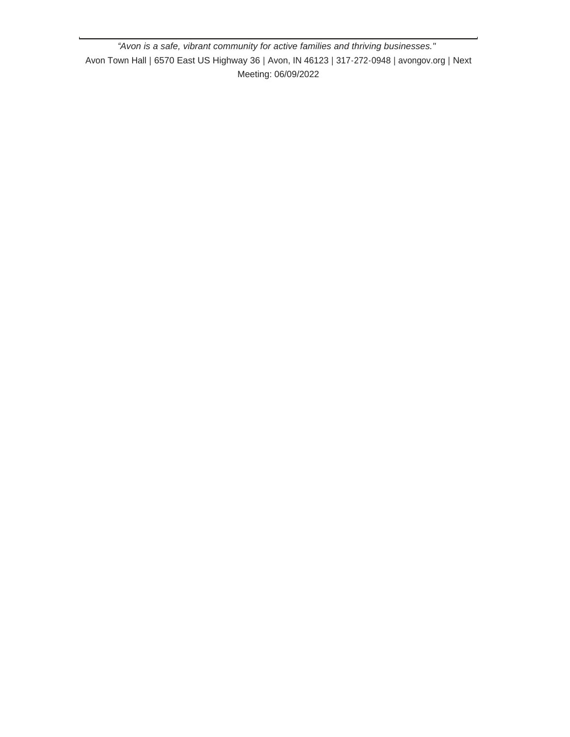---

*"Avon is a safe, vibrant community for active families and thriving businesses."*

Avon Town Hall | 6570 East US Highway 36 | Avon, IN 46123 | 317-272-0948 | avongov.org | Next Meeting: 06/09/2022